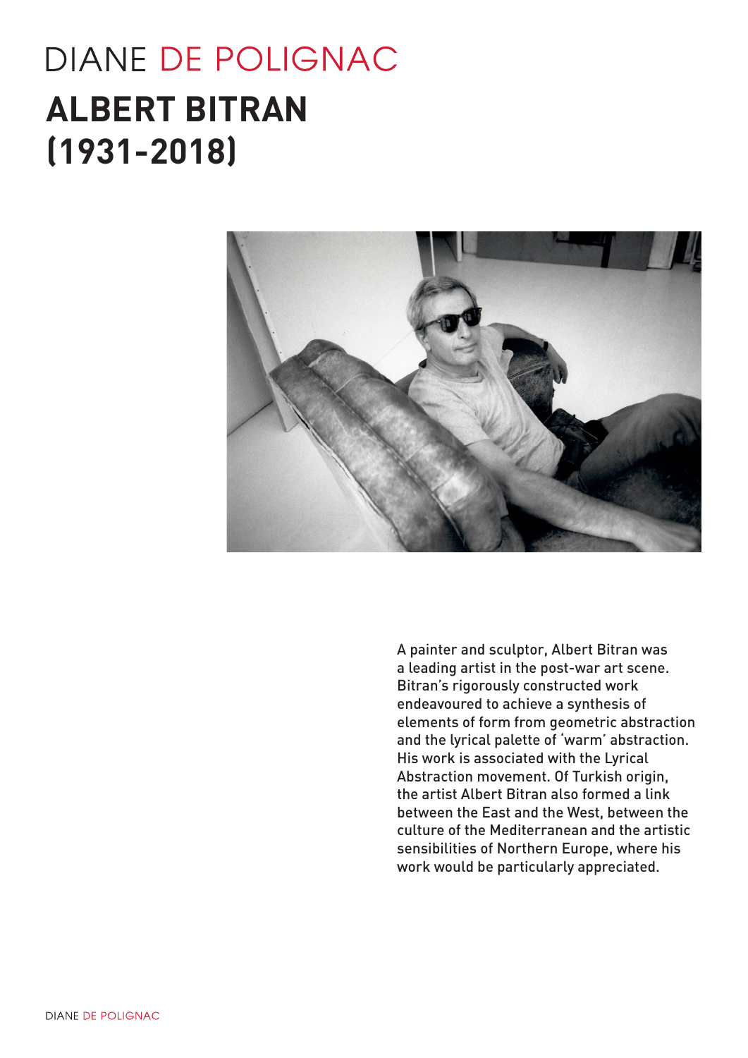DIANE DE POLIGNAC

# ALBERT BITRAN (1931-2018)

A painter and sculptor, Albert Bitran was a leading artist in the post-war art scene. Bitran's rigorously constructed work endeavoured to achieve a synthesis of elements of form from geometric abstraction and the lyrical palette of 'warm' abstraction. His work is associated with the Lyrical Abstraction movement. Of Turkish origin, the artist Albert Bitran also formed a link between the East and the West, between the culture of the Mediterranean and the artistic sensibilities of Northern Europe, where his work would be particularly appreciated.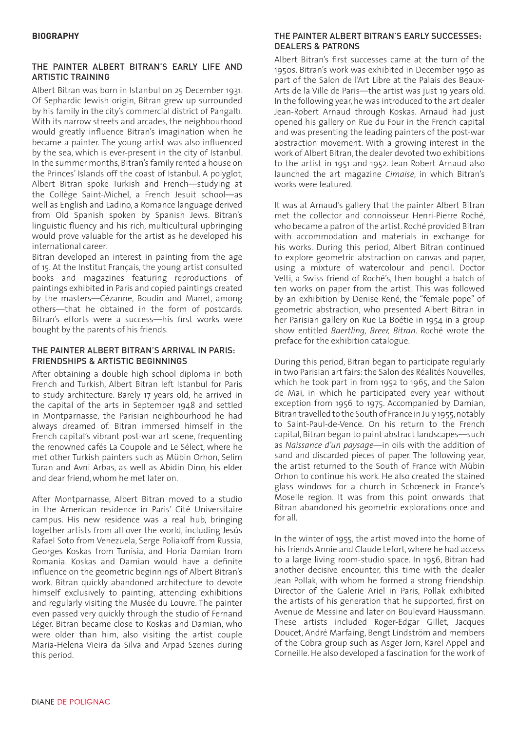**BIOGRAPHY**

## THE PAINTER ALBERT BITRAN'S EARLY LIFE AND ARTISTIC TRAINING

Albert Bitran was born in Istanbul on 25 December 1931. Of Sephardic Jewish origin, Bitran grew up surrounded by his family in the city's commercial district of Pangaltı. With its narrow streets and arcades, the neighbourhood would greatly influence Bitran's imagination when he became a painter. The young artist was also influenced by the sea, which is ever-present in the city of Istanbul. In the summer months, Bitran's family rented a house on the Princes' Islands off the coast of Istanbul. A polyglot, Albert Bitran spoke Turkish and French—studying at the Collège Saint-Michel, a French Jesuit school—as well as English and Ladino, a Romance language derived from Old Spanish spoken by Spanish Jews. Bitran's linguistic fluency and his rich, multicultural upbringing would prove valuable for the artist as he developed his international career.

Bitran developed an interest in painting from the age of 15. At the Institut Français, the young artist consulted books and magazines featuring reproductions of paintings exhibited in Paris and copied paintings created by the masters—Cézanne, Boudin and Manet, among others—that he obtained in the form of postcards. Bitran's efforts were a success—his first works were bought by the parents of his friends.

## THE PAINTER ALBERT BITRAN'S ARRIVAL IN PARIS: FRIENDSHIPS & ARTISTIC BEGINNINGS

After obtaining a double high school diploma in both French and Turkish, Albert Bitran left Istanbul for Paris to study architecture. Barely 17 years old, he arrived in the capital of the arts in September 1948 and settled in Montparnasse, the Parisian neighbourhood he had always dreamed of. Bitran immersed himself in the French capital's vibrant post-war art scene, frequenting the renowned cafés La Coupole and Le Sélect, where he met other Turkish painters such as Mübin Orhon, Selim Turan and Avni Arbas, as well as Abidin Dino, his elder and dear friend, whom he met later on.

After Montparnasse, Albert Bitran moved to a studio in the American residence in Paris' Cité Universitaire campus. His new residence was a real hub, bringing together artists from all over the world, including Jesús Rafael Soto from Venezuela, Serge Poliakoff from Russia, Georges Koskas from Tunisia, and Horia Damian from Romania. Koskas and Damian would have a definite influence on the geometric beginnings of Albert Bitran's work. Bitran quickly abandoned architecture to devote himself exclusively to painting, attending exhibitions and regularly visiting the Musée du Louvre. The painter even passed very quickly through the studio of Fernand Léger. Bitran became close to Koskas and Damian, who were older than him, also visiting the artist couple Maria-Helena Vieira da Silva and Arpad Szenes during this period.

## THE PAINTER ALBERT BITRAN'S EARLY SUCCESSES: DEALERS & PATRONS

Albert Bitran's first successes came at the turn of the 1950s. Bitran's work was exhibited in December 1950 as part of the Salon de l'Art Libre at the Palais des Beaux-Arts de la Ville de Paris—the artist was just 19 years old. In the following year, he was introduced to the art dealer Jean-Robert Arnaud through Koskas. Arnaud had just opened his gallery on Rue du Four in the French capital and was presenting the leading painters of the post-war abstraction movement. With a growing interest in the work of Albert Bitran, the dealer devoted two exhibitions to the artist in 1951 and 1952. Jean-Robert Arnaud also launched the art magazine *Cimaise*, in which Bitran's works were featured.

It was at Arnaud's gallery that the painter Albert Bitran met the collector and connoisseur Henri-Pierre Roché, who became a patron of the artist. Roché provided Bitran with accommodation and materials in exchange for his works. During this period, Albert Bitran continued to explore geometric abstraction on canvas and paper, using a mixture of watercolour and pencil. Doctor Velti, a Swiss friend of Roché's, then bought a batch of ten works on paper from the artist. This was followed by an exhibition by Denise René, the "female pope" of geometric abstraction, who presented Albert Bitran in her Parisian gallery on Rue La Boétie in 1954 in a group show entitled *Baertling, Breer, Bitran*. Roché wrote the preface for the exhibition catalogue.

During this period, Bitran began to participate regularly in two Parisian art fairs: the Salon des Réalités Nouvelles, which he took part in from 1952 to 1965, and the Salon de Mai, in which he participated every year without exception from 1956 to 1975. Accompanied by Damian, Bitran travelled to the South of France in July 1955, notably to Saint-Paul-de-Vence. On his return to the French capital, Bitran began to paint abstract landscapes—such as *Naissance d'un paysage*—in oils with the addition of sand and discarded pieces of paper. The following year, the artist returned to the South of France with Mübin Orhon to continue his work. He also created the stained glass windows for a church in Schœneck in France's Moselle region. It was from this point onwards that Bitran abandoned his geometric explorations once and for all.

In the winter of 1955, the artist moved into the home of his friends Annie and Claude Lefort, where he had access to a large living room-studio space. In 1956, Bitran had another decisive encounter, this time with the dealer Jean Pollak, with whom he formed a strong friendship. Director of the Galerie Ariel in Paris, Pollak exhibited the artists of his generation that he supported, first on Avenue de Messine and later on Boulevard Haussmann. These artists included Roger-Edgar Gillet, Jacques Doucet, André Marfaing, Bengt Lindström and members of the Cobra group such as Asger Jorn, Karel Appel and Corneille. He also developed a fascination for the work of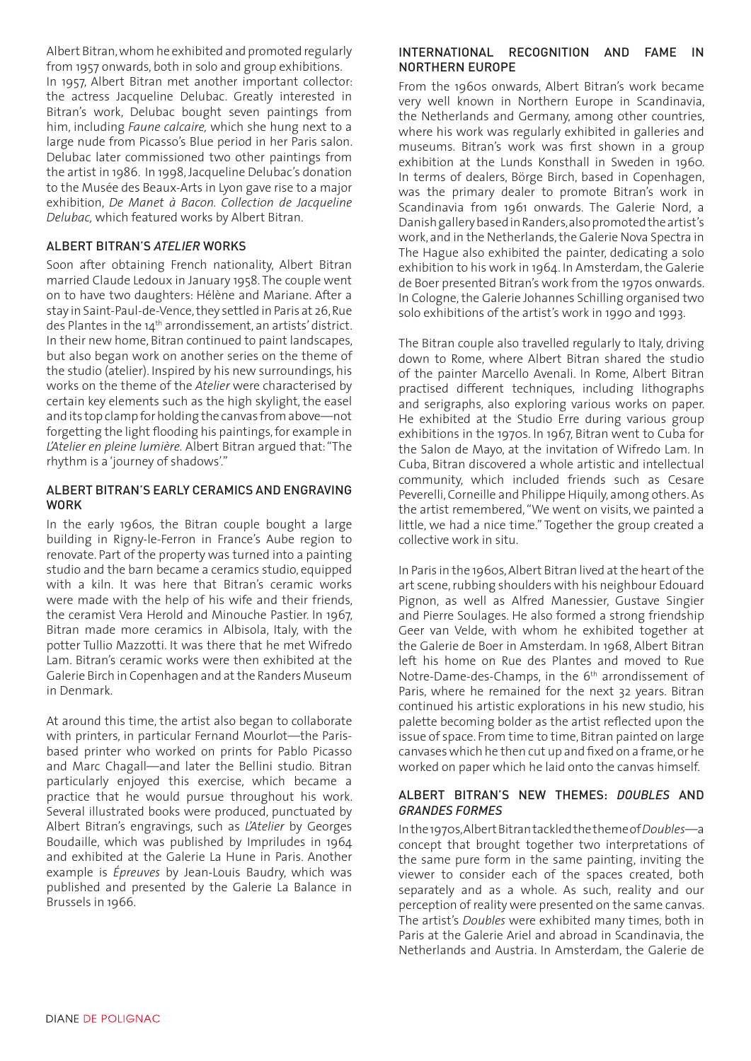Albert Bitran, whom he exhibited and promoted regularly from 1957 onwards, both in solo and group exhibitions. In 1957, Albert Bitran met another important collector: the actress Jacqueline Delubac. Greatly interested in Bitran's work, Delubac bought seven paintings from him, including *Faune calcaire,* which she hung next to a large nude from Picasso's Blue period in her Paris salon. Delubac later commissioned two other paintings from the artist in 1986. In 1998, Jacqueline Delubac's donation to the Musée des Beaux-Arts in Lyon gave rise to a major exhibition, *De Manet à Bacon. Collection de Jacqueline Delubac,* which featured works by Albert Bitran.

## ALBERT BITRAN'S *ATELIER* WORKS

Soon after obtaining French nationality, Albert Bitran married Claude Ledoux in January 1958. The couple went on to have two daughters: Hélène and Mariane. After a stay in Saint-Paul-de-Vence, they settled in Paris at 26, Rue des Plantes in the 14th arrondissement, an artists' district. In their new home, Bitran continued to paint landscapes, but also began work on another series on the theme of the studio (atelier). Inspired by his new surroundings, his works on the theme of the *Atelier* were characterised by certain key elements such as the high skylight, the easel and its top clamp for holding the canvas from above—not forgetting the light flooding his paintings, for example in *L'Atelier en pleine lumière.* Albert Bitran argued that: "The rhythm is a 'journey of shadows'."

## ALBERT BITRAN'S EARLY CERAMICS AND ENGRAVING WORK

In the early 1960s, the Bitran couple bought a large building in Rigny-le-Ferron in France's Aube region to renovate. Part of the property was turned into a painting studio and the barn became a ceramics studio, equipped with a kiln. It was here that Bitran's ceramic works were made with the help of his wife and their friends, the ceramist Vera Herold and Minouche Pastier. In 1967, Bitran made more ceramics in Albisola, Italy, with the potter Tullio Mazzotti. It was there that he met Wifredo Lam. Bitran's ceramic works were then exhibited at the Galerie Birch in Copenhagen and at the Randers Museum in Denmark.

At around this time, the artist also began to collaborate with printers, in particular Fernand Mourlot—the Paris-based printer who worked on prints for Pablo Picasso and Marc Chagall—and later the Bellini studio. Bitran particularly enjoyed this exercise, which became a practice that he would pursue throughout his work. Several illustrated books were produced, punctuated by Albert Bitran's engravings, such as *L'Atelier* by Georges Boudaille, which was published by Impriludes in 1964 and exhibited at the Galerie La Hune in Paris. Another example is *Épreuves* by Jean-Louis Baudry, which was published and presented by the Galerie La Balance in Brussels in 1966.

## INTERNATIONAL RECOGNITION AND FAME IN NORTHERN EUROPE

From the 1960s onwards, Albert Bitran's work became very well known in Northern Europe in Scandinavia, the Netherlands and Germany, among other countries, where his work was regularly exhibited in galleries and museums. Bitran's work was first shown in a group exhibition at the Lunds Konsthall in Sweden in 1960. In terms of dealers, Börge Birch, based in Copenhagen, was the primary dealer to promote Bitran's work in Scandinavia from 1961 onwards. The Galerie Nord, a Danish gallery based in Randers, also promoted the artist's work, and in the Netherlands, the Galerie Nova Spectra in The Hague also exhibited the painter, dedicating a solo exhibition to his work in 1964. In Amsterdam, the Galerie de Boer presented Bitran's work from the 1970s onwards. In Cologne, the Galerie Johannes Schilling organised two solo exhibitions of the artist's work in 1990 and 1993.

The Bitran couple also travelled regularly to Italy, driving down to Rome, where Albert Bitran shared the studio of the painter Marcello Avenali. In Rome, Albert Bitran practised different techniques, including lithographs and serigraphs, also exploring various works on paper. He exhibited at the Studio Erre during various group exhibitions in the 1970s. In 1967, Bitran went to Cuba for the Salon de Mayo, at the invitation of Wifredo Lam. In Cuba, Bitran discovered a whole artistic and intellectual community, which included friends such as Cesare Peverelli, Corneille and Philippe Hiquily, among others. As the artist remembered, "We went on visits, we painted a little, we had a nice time." Together the group created a collective work in situ.

In Paris in the 1960s, Albert Bitran lived at the heart of the art scene, rubbing shoulders with his neighbour Edouard Pignon, as well as Alfred Manessier, Gustave Singier and Pierre Soulages. He also formed a strong friendship Geer van Velde, with whom he exhibited together at the Galerie de Boer in Amsterdam. In 1968, Albert Bitran left his home on Rue des Plantes and moved to Rue Notre-Dame-des-Champs, in the 6th arrondissement of Paris, where he remained for the next 32 years. Bitran continued his artistic explorations in his new studio, his palette becoming bolder as the artist reflected upon the issue of space. From time to time, Bitran painted on large canvases which he then cut up and fixed on a frame, or he worked on paper which he laid onto the canvas himself.

## ALBERT BITRAN'S NEW THEMES: *DOUBLES* AND *GRANDES FORMES*

In the 1970s, Albert Bitran tackled the theme of *Doubles*—a concept that brought together two interpretations of the same pure form in the same painting, inviting the viewer to consider each of the spaces created, both separately and as a whole. As such, reality and our perception of reality were presented on the same canvas. The artist's *Doubles* were exhibited many times, both in Paris at the Galerie Ariel and abroad in Scandinavia, the Netherlands and Austria. In Amsterdam, the Galerie de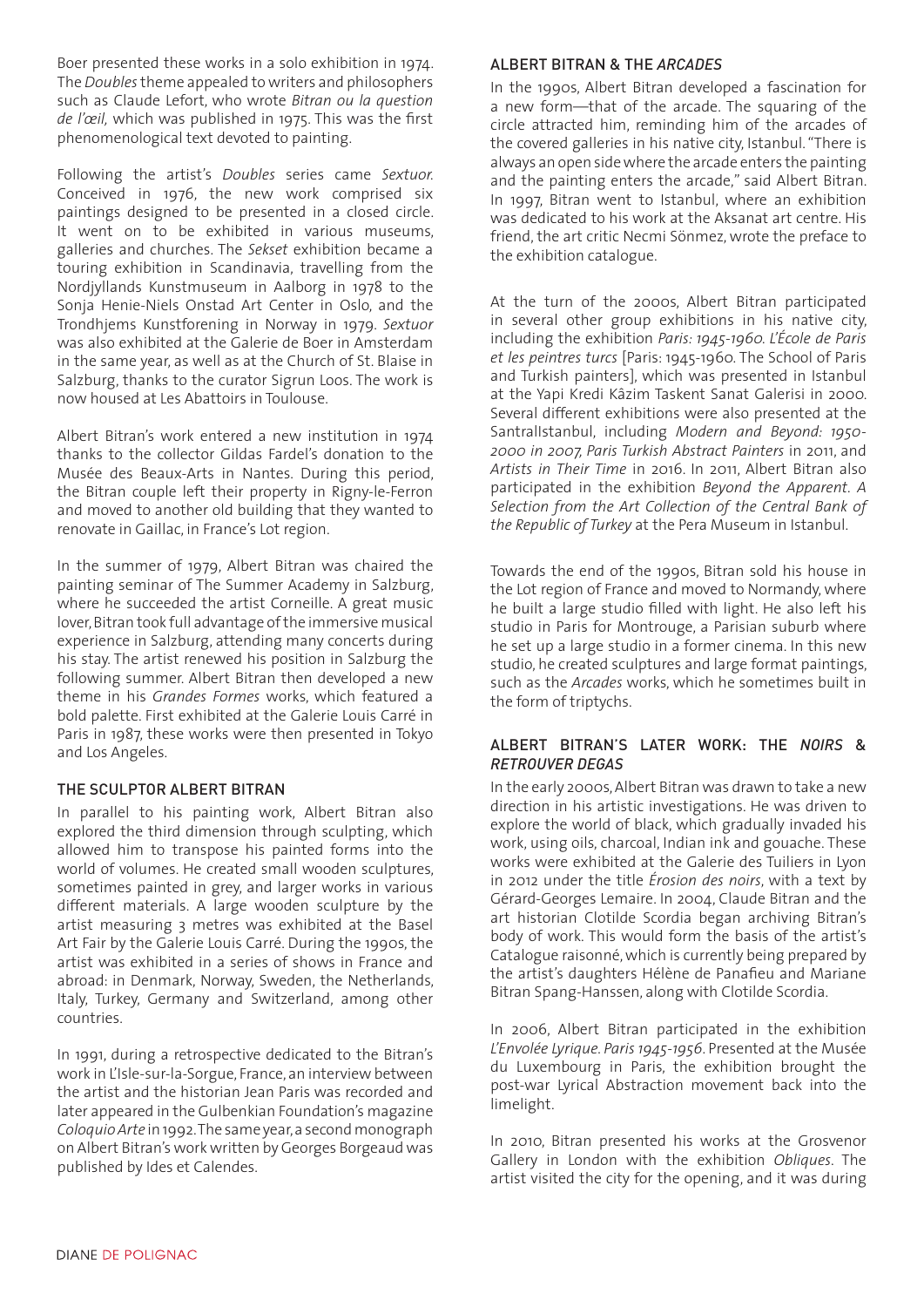Boer presented these works in a solo exhibition in 1974. The *Doubles* theme appealed to writers and philosophers such as Claude Lefort, who wrote *Bitran ou la question de l'œil*, which was published in 1975. This was the first phenomenological text devoted to painting.

Following the artist's *Doubles* series came *Sextuor*. Conceived in 1976, the new work comprised six paintings designed to be presented in a closed circle. It went on to be exhibited in various museums, galleries and churches. The *Sekset* exhibition became a touring exhibition in Scandinavia, travelling from the Nordjyllands Kunstmuseum in Aalborg in 1978 to the Sonja Henie-Niels Onstad Art Center in Oslo, and the Trondhjems Kunstforening in Norway in 1979. *Sextuor* was also exhibited at the Galerie de Boer in Amsterdam in the same year, as well as at the Church of St. Blaise in Salzburg, thanks to the curator Sigrun Loos. The work is now housed at Les Abattoirs in Toulouse.

Albert Bitran's work entered a new institution in 1974 thanks to the collector Gildas Fardel's donation to the Musée des Beaux-Arts in Nantes. During this period, the Bitran couple left their property in Rigny-le-Ferron and moved to another old building that they wanted to renovate in Gaillac, in France's Lot region.

In the summer of 1979, Albert Bitran was chaired the painting seminar of The Summer Academy in Salzburg, where he succeeded the artist Corneille. A great music lover, Bitran took full advantage of the immersive musical experience in Salzburg, attending many concerts during his stay. The artist renewed his position in Salzburg the following summer. Albert Bitran then developed a new theme in his *Grandes Formes* works, which featured a bold palette. First exhibited at the Galerie Louis Carré in Paris in 1987, these works were then presented in Tokyo and Los Angeles.

## THE SCULPTOR ALBERT BITRAN

In parallel to his painting work, Albert Bitran also explored the third dimension through sculpting, which allowed him to transpose his painted forms into the world of volumes. He created small wooden sculptures, sometimes painted in grey, and larger works in various different materials. A large wooden sculpture by the artist measuring 3 metres was exhibited at the Basel Art Fair by the Galerie Louis Carré. During the 1990s, the artist was exhibited in a series of shows in France and abroad: in Denmark, Norway, Sweden, the Netherlands, Italy, Turkey, Germany and Switzerland, among other countries.

In 1991, during a retrospective dedicated to the Bitran's work in L'Isle-sur-la-Sorgue, France, an interview between the artist and the historian Jean Paris was recorded and later appeared in the Gulbenkian Foundation's magazine *Coloquio Arte* in 1992. The same year, a second monograph on Albert Bitran's work written by Georges Borgeaud was published by Ides et Calendes.

## ALBERT BITRAN & THE *ARCADES*

In the 1990s, Albert Bitran developed a fascination for a new form—that of the arcade. The squaring of the circle attracted him, reminding him of the arcades of the covered galleries in his native city, Istanbul. "There is always an open side where the arcade enters the painting and the painting enters the arcade," said Albert Bitran. In 1997, Bitran went to Istanbul, where an exhibition was dedicated to his work at the Aksanat art centre. His friend, the art critic Necmi Sönmez, wrote the preface to the exhibition catalogue.

At the turn of the 2000s, Albert Bitran participated in several other group exhibitions in his native city, including the exhibition *Paris: 1945-1960. L'École de Paris et les peintres turcs* [Paris: 1945-1960. The School of Paris and Turkish painters], which was presented in Istanbul at the Yapi Kredi Kâzim Taskent Sanat Galerisi in 2000. Several different exhibitions were also presented at the SantralIstanbul, including *Modern and Beyond: 1950-2000 in 2007, Paris Turkish Abstract Painters* in 2011, and *Artists in Their Time* in 2016. In 2011, Albert Bitran also participated in the exhibition *Beyond the Apparent. A Selection from the Art Collection of the Central Bank of the Republic of Turkey* at the Pera Museum in Istanbul.

Towards the end of the 1990s, Bitran sold his house in the Lot region of France and moved to Normandy, where he built a large studio filled with light. He also left his studio in Paris for Montrouge, a Parisian suburb where he set up a large studio in a former cinema. In this new studio, he created sculptures and large format paintings, such as the *Arcades* works, which he sometimes built in the form of triptychs.

## ALBERT BITRAN'S LATER WORK: THE *NOIRS* & *RETROUVER DEGAS*

In the early 2000s, Albert Bitran was drawn to take a new direction in his artistic investigations. He was driven to explore the world of black, which gradually invaded his work, using oils, charcoal, Indian ink and gouache. These works were exhibited at the Galerie des Tuiliers in Lyon in 2012 under the title *Érosion des noirs*, with a text by Gérard-Georges Lemaire. In 2004, Claude Bitran and the art historian Clotilde Scordia began archiving Bitran's body of work. This would form the basis of the artist's Catalogue raisonné, which is currently being prepared by the artist's daughters Hélène de Panafieu and Mariane Bitran Spang-Hanssen, along with Clotilde Scordia.

In 2006, Albert Bitran participated in the exhibition *L'Envolée Lyrique. Paris 1945-1956*. Presented at the Musée du Luxembourg in Paris, the exhibition brought the post-war Lyrical Abstraction movement back into the limelight.

In 2010, Bitran presented his works at the Grosvenor Gallery in London with the exhibition *Obliques*. The artist visited the city for the opening, and it was during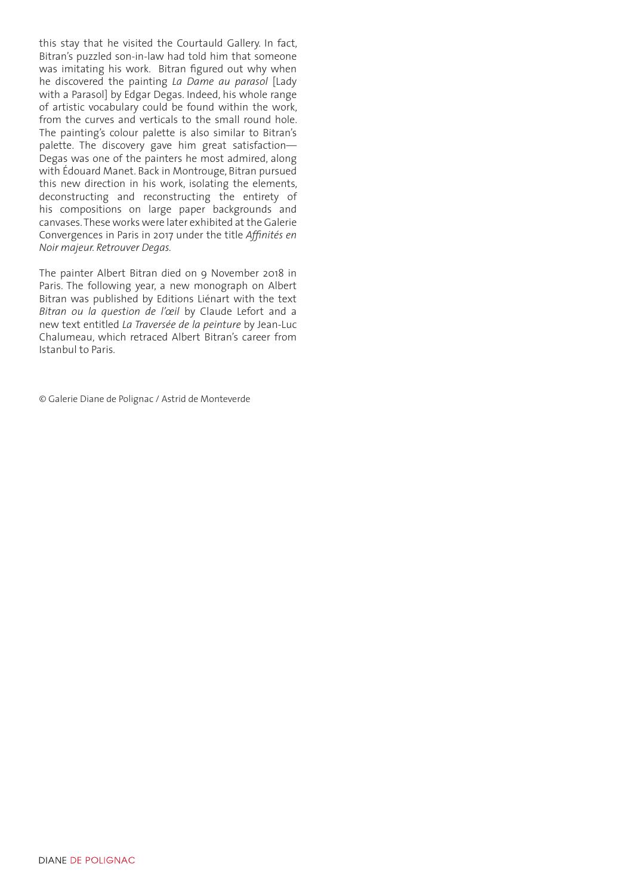this stay that he visited the Courtauld Gallery. In fact, Bitran's puzzled son-in-law had told him that someone was imitating his work. Bitran figured out why when he discovered the painting *La Dame au parasol* [Lady with a Parasol] by Edgar Degas. Indeed, his whole range of artistic vocabulary could be found within the work, from the curves and verticals to the small round hole. The painting's colour palette is also similar to Bitran's palette. The discovery gave him great satisfaction—Degas was one of the painters he most admired, along with Édouard Manet. Back in Montrouge, Bitran pursued this new direction in his work, isolating the elements, deconstructing and reconstructing the entirety of his compositions on large paper backgrounds and canvases. These works were later exhibited at the Galerie Convergences in Paris in 2017 under the title *Affinités en Noir majeur. Retrouver Degas*.

The painter Albert Bitran died on 9 November 2018 in Paris. The following year, a new monograph on Albert Bitran was published by Editions Liénart with the text *Bitran ou la question de l'œil* by Claude Lefort and a new text entitled *La Traversée de la peinture* by Jean-Luc Chalumeau, which retraced Albert Bitran's career from Istanbul to Paris.

© Galerie Diane de Polignac / Astrid de Monteverde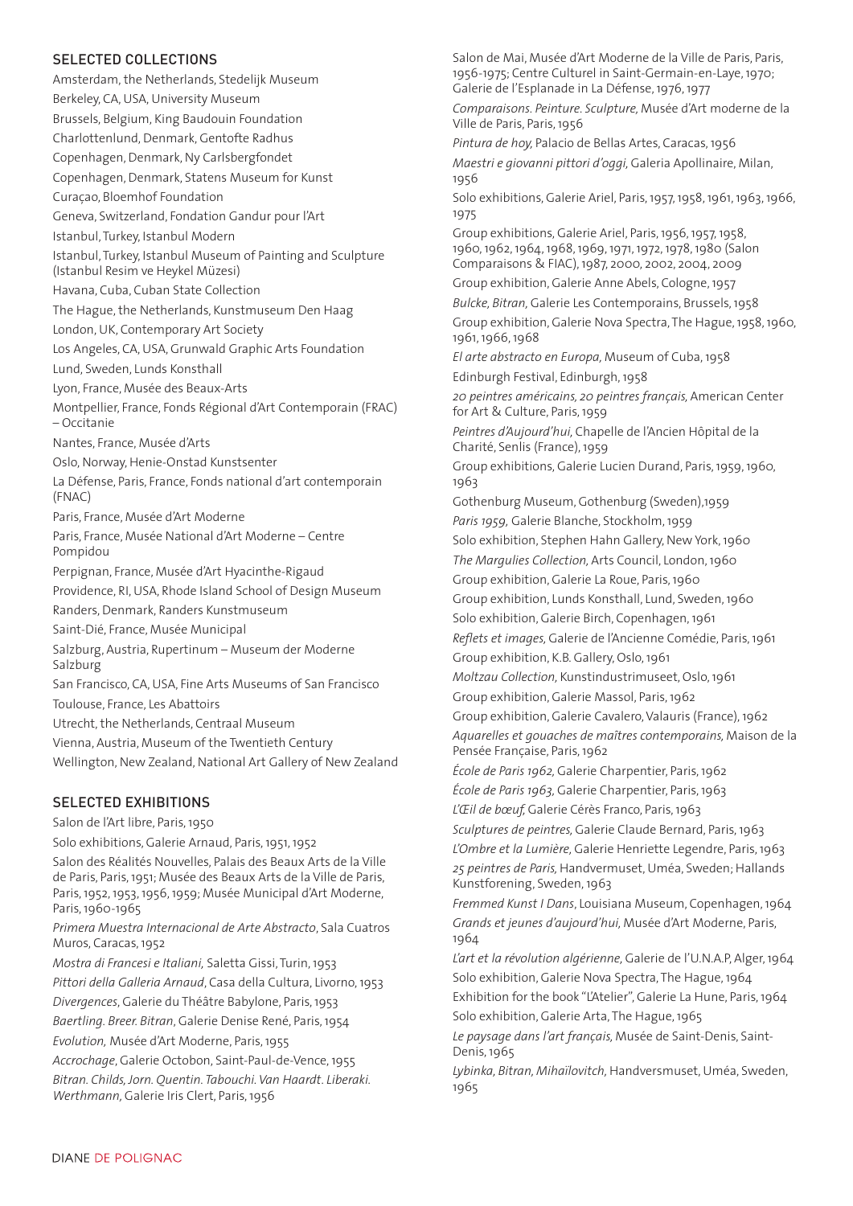## SELECTED COLLECTIONS

Amsterdam, the Netherlands, Stedelijk Museum

Berkeley, CA, USA, University Museum

Brussels, Belgium, King Baudouin Foundation

Charlottenlund, Denmark, Gentofte Radhus

Copenhagen, Denmark, Ny Carlsbergfondet

Copenhagen, Denmark, Statens Museum for Kunst

Curaçao, Bloemhof Foundation

Geneva, Switzerland, Fondation Gandur pour l'Art

Istanbul, Turkey, Istanbul Modern

Istanbul, Turkey, Istanbul Museum of Painting and Sculpture (Istanbul Resim ve Heykel Müzesi)

Havana, Cuba, Cuban State Collection

The Hague, the Netherlands, Kunstmuseum Den Haag

London, UK, Contemporary Art Society

Los Angeles, CA, USA, Grunwald Graphic Arts Foundation

Lund, Sweden, Lunds Konsthall

Lyon, France, Musée des Beaux-Arts

Montpellier, France, Fonds Régional d'Art Contemporain (FRAC) – Occitanie

Nantes, France, Musée d'Arts

Oslo, Norway, Henie-Onstad Kunstsenter

La Défense, Paris, France, Fonds national d'art contemporain (FNAC)

Paris, France, Musée d'Art Moderne

Paris, France, Musée National d'Art Moderne – Centre Pompidou

Perpignan, France, Musée d'Art Hyacinthe-Rigaud

Providence, RI, USA, Rhode Island School of Design Museum

Randers, Denmark, Randers Kunstmuseum

Saint-Dié, France, Musée Municipal

Salzburg, Austria, Rupertinum – Museum der Moderne Salzburg

San Francisco, CA, USA, Fine Arts Museums of San Francisco

Toulouse, France, Les Abattoirs

Utrecht, the Netherlands, Centraal Museum

Vienna, Austria, Museum of the Twentieth Century

Wellington, New Zealand, National Art Gallery of New Zealand

## SELECTED EXHIBITIONS

Salon de l'Art libre, Paris, 1950

Solo exhibitions, Galerie Arnaud, Paris, 1951, 1952

Salon des Réalités Nouvelles, Palais des Beaux Arts de la Ville de Paris, Paris, 1951; Musée des Beaux Arts de la Ville de Paris, Paris, 1952, 1953, 1956, 1959; Musée Municipal d'Art Moderne, Paris, 1960-1965

*Primera Muestra Internacional de Arte Abstracto*, Sala Cuatros Muros, Caracas, 1952

*Mostra di Francesi e Italiani,* Saletta Gissi, Turin, 1953

*Pittori della Galleria Arnaud*, Casa della Cultura, Livorno, 1953

*Divergences*, Galerie du Théâtre Babylone, Paris, 1953

*Baertling. Breer. Bitran*, Galerie Denise René, Paris, 1954

*Evolution,* Musée d'Art Moderne, Paris, 1955

*Accrochage*, Galerie Octobon, Saint-Paul-de-Vence, 1955

*Bitran. Childs, Jorn. Quentin. Tabouchi. Van Haardt. Liberaki. Werthmann,* Galerie Iris Clert, Paris, 1956

Salon de Mai, Musée d'Art Moderne de la Ville de Paris, Paris, 1956-1975; Centre Culturel in Saint-Germain-en-Laye, 1970; Galerie de l'Esplanade in La Défense, 1976, 1977

*Comparaisons. Peinture. Sculpture,* Musée d'Art moderne de la Ville de Paris, Paris, 1956

*Pintura de hoy,* Palacio de Bellas Artes, Caracas, 1956

*Maestri e giovanni pittori d'oggi*, Galeria Apollinaire, Milan, 1956

Solo exhibitions, Galerie Ariel, Paris, 1957, 1958, 1961, 1963, 1966, 1975

Group exhibitions, Galerie Ariel, Paris, 1956, 1957, 1958, 1960, 1962, 1964, 1968, 1969, 1971, 1972, 1978, 1980 (Salon Comparaisons & FIAC), 1987, 2000, 2002, 2004, 2009

Group exhibition, Galerie Anne Abels, Cologne, 1957

*Bulcke, Bitran,* Galerie Les Contemporains, Brussels, 1958

Group exhibition, Galerie Nova Spectra, The Hague, 1958, 1960, 1961, 1966, 1968

*El arte abstracto en Europa*, Museum of Cuba, 1958

Edinburgh Festival, Edinburgh, 1958

*20 peintres américains, 20 peintres français,* American Center for Art & Culture, Paris, 1959

*Peintres d'Aujourd'hui*, Chapelle de l'Ancien Hôpital de la Charité, Senlis (France), 1959

Group exhibitions, Galerie Lucien Durand, Paris, 1959, 1960, 1963

Gothenburg Museum, Gothenburg (Sweden),1959

*Paris 1959,* Galerie Blanche, Stockholm, 1959

Solo exhibition, Stephen Hahn Gallery, New York, 1960

*The Margulies Collection*, Arts Council, London, 1960

Group exhibition, Galerie La Roue, Paris, 1960

Group exhibition, Lunds Konsthall, Lund, Sweden, 1960

Solo exhibition, Galerie Birch, Copenhagen, 1961

*Reflets et images,* Galerie de l'Ancienne Comédie, Paris, 1961

Group exhibition, K.B. Gallery, Oslo, 1961

*Moltzau Collection,* Kunstindustrimuseet, Oslo, 1961

Group exhibition, Galerie Massol, Paris, 1962

Group exhibition, Galerie Cavalero, Valauris (France), 1962

*Aquarelles et gouaches de maîtres contemporains,* Maison de la Pensée Française, Paris, 1962

*École de Paris 1962,* Galerie Charpentier, Paris, 1962

*École de Paris 1963,* Galerie Charpentier, Paris, 1963

*L'Œil de bœuf,* Galerie Cérès Franco, Paris, 1963

*Sculptures de peintres,* Galerie Claude Bernard, Paris, 1963

*L'Ombre et la Lumière*, Galerie Henriette Legendre, Paris, 1963

*25 peintres de Paris,* Handvermuset, Uméa, Sweden; Hallands Kunstforening, Sweden, 1963

*Fremmed Kunst I Dans*, Louisiana Museum, Copenhagen, 1964

*Grands et jeunes d'aujourd'hui,* Musée d'Art Moderne, Paris, 1964

*L'art et la révolution algérienne*, Galerie de l'U.N.A.P, Alger, 1964

Solo exhibition, Galerie Nova Spectra, The Hague, 1964

Exhibition for the book "L'Atelier", Galerie La Hune, Paris, 1964

Solo exhibition, Galerie Arta, The Hague, 1965

*Le paysage dans l'art français,* Musée de Saint-Denis, Saint-Denis, 1965

*Lybinka, Bitran, Mihaïlovitch,* Handversmuset, Uméa, Sweden, 1965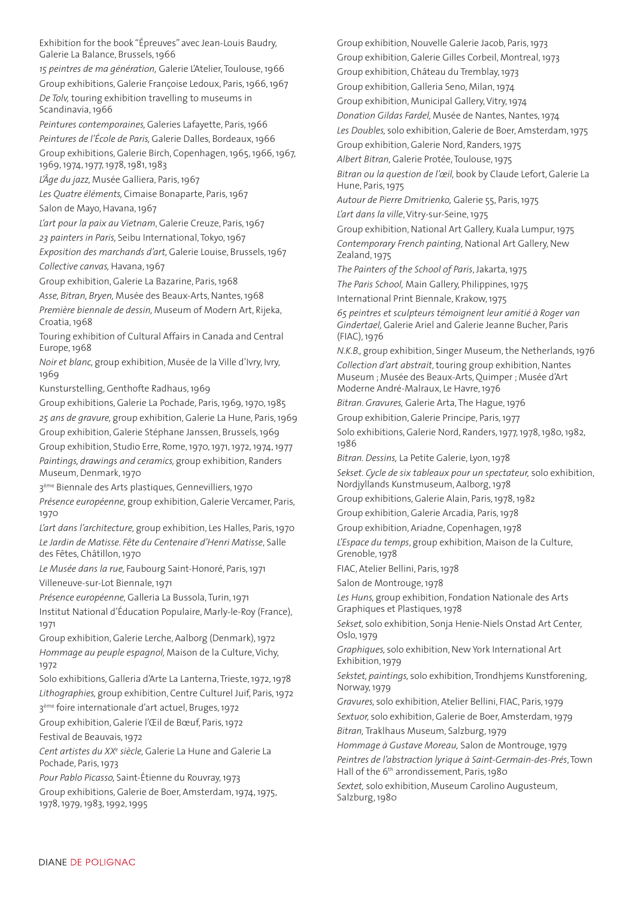Exhibition for the book "Épreuves" avec Jean-Louis Baudry, Galerie La Balance, Brussels, 1966

*15 peintres de ma génération,* Galerie L'Atelier, Toulouse, 1966

Group exhibitions, Galerie Françoise Ledoux, Paris, 1966, 1967

*De Tolv,* touring exhibition travelling to museums in Scandinavia, 1966

*Peintures contemporaines,* Galeries Lafayette, Paris, 1966

*Peintures de l'École de Paris,* Galerie Dalles, Bordeaux, 1966

Group exhibitions, Galerie Birch, Copenhagen, 1965, 1966, 1967, 1969, 1974, 1977, 1978, 1981, 1983

*L'Âge du jazz,* Musée Galliera, Paris, 1967

*Les Quatre éléments,* Cimaise Bonaparte, Paris, 1967

Salon de Mayo, Havana, 1967

*L'art pour la paix au Vietnam,* Galerie Creuze, Paris, 1967

*23 painters in Paris,* Seibu International, Tokyo, 1967

*Exposition des marchands d'art,* Galerie Louise, Brussels, 1967

*Collective canvas,* Havana, 1967

Group exhibition, Galerie La Bazarine, Paris, 1968

*Asse, Bitran, Bryen,* Musée des Beaux-Arts, Nantes, 1968

*Première biennale de dessin,* Museum of Modern Art, Rijeka, Croatia, 1968

Touring exhibition of Cultural Affairs in Canada and Central Europe, 1968

*Noir et blanc,* group exhibition, Musée de la Ville d'Ivry, Ivry, 1969

Kunsturstelling, Genthofte Radhaus, 1969

Group exhibitions, Galerie La Pochade, Paris, 1969, 1970, 1985

*25 ans de gravure,* group exhibition, Galerie La Hune, Paris, 1969

Group exhibition, Galerie Stéphane Janssen, Brussels, 1969

Group exhibition, Studio Erre, Rome, 1970, 1971, 1972, 1974, 1977

*Paintings, drawings and ceramics,* group exhibition, Randers Museum, Denmark, 1970

3ème Biennale des Arts plastiques, Gennevilliers, 1970

*Présence européenne,* group exhibition, Galerie Vercamer, Paris, 1970

*L'art dans l'architecture,* group exhibition, Les Halles, Paris, 1970

*Le Jardin de Matisse. Fête du Centenaire d'Henri Matisse,* Salle des Fêtes, Châtillon, 1970

*Le Musée dans la rue,* Faubourg Saint-Honoré, Paris, 1971

Villeneuve-sur-Lot Biennale, 1971

*Présence européenne,* Galleria La Bussola, Turin, 1971

Institut National d'Éducation Populaire, Marly-le-Roy (France), 1971

Group exhibition, Galerie Lerche, Aalborg (Denmark), 1972

*Hommage au peuple espagnol,* Maison de la Culture, Vichy, 1972

Solo exhibitions, Galleria d'Arte La Lanterna, Trieste, 1972, 1978

*Lithographies,* group exhibition, Centre Culturel Juif, Paris, 1972

3ème foire internationale d'art actuel, Bruges, 1972

Group exhibition, Galerie l'Œil de Bœuf, Paris, 1972

Festival de Beauvais, 1972

*Cent artistes du XXe siècle,* Galerie La Hune and Galerie La Pochade, Paris, 1973

*Pour Pablo Picasso,* Saint-Étienne du Rouvray, 1973

Group exhibitions, Galerie de Boer, Amsterdam, 1974, 1975, 1978, 1979, 1983, 1992, 1995

Group exhibition, Nouvelle Galerie Jacob, Paris, 1973

Group exhibition, Galerie Gilles Corbeil, Montreal, 1973

Group exhibition, Château du Tremblay, 1973

Group exhibition, Galleria Seno, Milan, 1974

Group exhibition, Municipal Gallery, Vitry, 1974

*Donation Gildas Fardel,* Musée de Nantes, Nantes, 1974

*Les Doubles,* solo exhibition, Galerie de Boer, Amsterdam, 1975

Group exhibition, Galerie Nord, Randers, 1975

*Albert Bitran,* Galerie Protée, Toulouse, 1975

*Bitran ou la question de l'œil,* book by Claude Lefort, Galerie La Hune, Paris, 1975

*Autour de Pierre Dmitrienko,* Galerie 55, Paris, 1975

*L'art dans la ville,* Vitry-sur-Seine, 1975

Group exhibition, National Art Gallery, Kuala Lumpur, 1975

*Contemporary French painting,* National Art Gallery, New Zealand, 1975

*The Painters of the School of Paris,* Jakarta, 1975

*The Paris School,* Main Gallery, Philippines, 1975

International Print Biennale, Krakow, 1975

*65 peintres et sculpteurs témoignent leur amitié à Roger van Gindertael,* Galerie Ariel and Galerie Jeanne Bucher, Paris (FIAC), 1976

*N.K.B.,* group exhibition, Singer Museum, the Netherlands, 1976

*Collection d'art abstrait,* touring group exhibition, Nantes Museum ; Musée des Beaux-Arts, Quimper ; Musée d'Art Moderne André-Malraux, Le Havre, 1976

*Bitran. Gravures,* Galerie Arta, The Hague, 1976

Group exhibition, Galerie Principe, Paris, 1977

Solo exhibitions, Galerie Nord, Randers, 1977, 1978, 1980, 1982, 1986

*Bitran. Dessins,* La Petite Galerie, Lyon, 1978

*Sekset. Cycle de six tableaux pour un spectateur,* solo exhibition, Nordjyllands Kunstmuseum, Aalborg, 1978

Group exhibitions, Galerie Alain, Paris, 1978, 1982

Group exhibition, Galerie Arcadia, Paris, 1978

Group exhibition, Ariadne, Copenhagen, 1978

*L'Espace du temps,* group exhibition, Maison de la Culture, Grenoble, 1978

FIAC, Atelier Bellini, Paris, 1978

Salon de Montrouge, 1978

*Les Huns,* group exhibition, Fondation Nationale des Arts Graphiques et Plastiques, 1978

*Sekset,* solo exhibition, Sonja Henie-Niels Onstad Art Center, Oslo, 1979

*Graphiques,* solo exhibition, New York International Art Exhibition, 1979

*Sekstet, paintings,* solo exhibition, Trondhjems Kunstforening, Norway, 1979

*Gravures,* solo exhibition, Atelier Bellini, FIAC, Paris, 1979

*Sextuor,* solo exhibition, Galerie de Boer, Amsterdam, 1979

*Bitran,* Traklhaus Museum, Salzburg, 1979

*Hommage à Gustave Moreau,* Salon de Montrouge, 1979

*Peintres de l'abstraction lyrique à Saint-Germain-des-Prés,* Town Hall of the 6th arrondissement, Paris, 1980

*Sextet,* solo exhibition, Museum Carolino Augusteum, Salzburg, 1980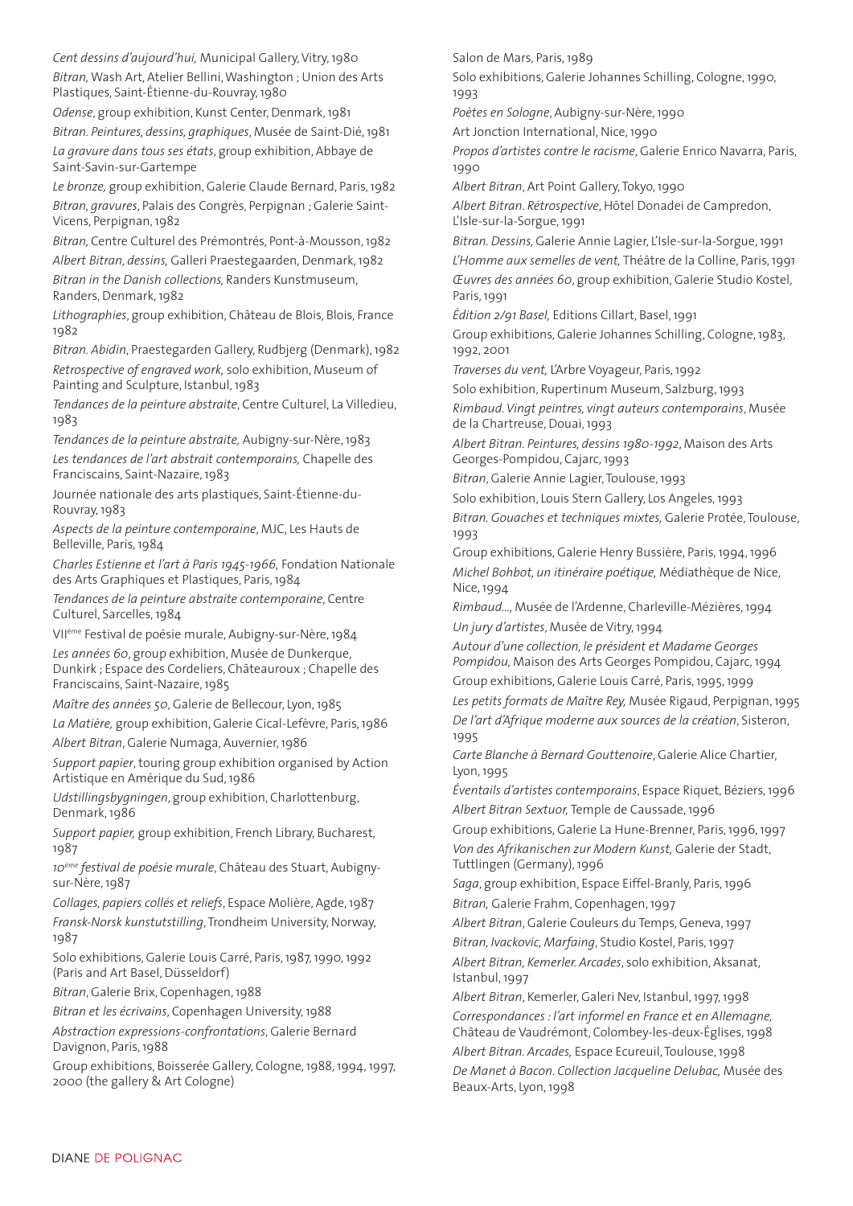*Cent dessins d'aujourd'hui,* Municipal Gallery, Vitry, 1980

*Bitran,* Wash Art, Atelier Bellini, Washington ; Union des Arts Plastiques, Saint-Étienne-du-Rouvray, 1980

*Odense*, group exhibition, Kunst Center, Denmark, 1981

*Bitran. Peintures, dessins, graphiques*, Musée de Saint-Dié, 1981

*La gravure dans tous ses états*, group exhibition, Abbaye de Saint-Savin-sur-Gartempe

*Le bronze,* group exhibition, Galerie Claude Bernard, Paris, 1982

*Bitran, gravures*, Palais des Congrès, Perpignan ; Galerie Saint-Vicens, Perpignan, 1982

*Bitran,* Centre Culturel des Prémontrés, Pont-à-Mousson, 1982

*Albert Bitran, dessins,* Galleri Praestegaarden, Denmark, 1982

*Bitran in the Danish collections,* Randers Kunstmuseum, Randers, Denmark, 1982

*Lithographies*, group exhibition, Château de Blois, Blois, France 1982

*Bitran. Abidin*, Praestegarden Gallery, Rudbjerg (Denmark), 1982

*Retrospective of engraved work,* solo exhibition, Museum of Painting and Sculpture, Istanbul, 1983

*Tendances de la peinture abstraite*, Centre Culturel, La Villedieu, 1983

*Tendances de la peinture abstraite,* Aubigny-sur-Nère, 1983

*Les tendances de l'art abstrait contemporains,* Chapelle des Franciscains, Saint-Nazaire, 1983

Journée nationale des arts plastiques, Saint-Étienne-du-Rouvray, 1983

*Aspects de la peinture contemporaine*, MJC, Les Hauts de Belleville, Paris, 1984

*Charles Estienne et l'art à Paris 1945-1966,* Fondation Nationale des Arts Graphiques et Plastiques, Paris, 1984

*Tendances de la peinture abstraite contemporaine*, Centre Culturel, Sarcelles, 1984

VIIème Festival de poésie murale, Aubigny-sur-Nère, 1984

*Les années 60*, group exhibition, Musée de Dunkerque, Dunkirk ; Espace des Cordeliers, Châteauroux ; Chapelle des Franciscains, Saint-Nazaire, 1985

*Maître des années 50*, Galerie de Bellecour, Lyon, 1985

*La Matière,* group exhibition, Galerie Cical-Lefèvre, Paris, 1986

*Albert Bitran*, Galerie Numaga, Auvernier, 1986

*Support papier*, touring group exhibition organised by Action Artistique en Amérique du Sud, 1986

*Udstillingsbygningen*, group exhibition, Charlottenburg, Denmark, 1986

*Support papier,* group exhibition, French Library, Bucharest, 1987

*10ème festival de poésie murale*, Château des Stuart, Aubigny-sur-Nère, 1987

*Collages, papiers collés et reliefs*, Espace Molière, Agde, 1987

*Fransk-Norsk kunstutstilling*, Trondheim University, Norway, 1987

Solo exhibitions, Galerie Louis Carré, Paris, 1987, 1990, 1992 (Paris and Art Basel, Düsseldorf)

*Bitran*, Galerie Brix, Copenhagen, 1988

*Bitran et les écrivains*, Copenhagen University, 1988

*Abstraction expressions-confrontations*, Galerie Bernard Davignon, Paris, 1988

Group exhibitions, Boisserée Gallery, Cologne, 1988, 1994, 1997, 2000 (the gallery & Art Cologne)

Salon de Mars, Paris, 1989

Solo exhibitions, Galerie Johannes Schilling, Cologne, 1990, 1993

*Poètes en Sologne*, Aubigny-sur-Nère, 1990

Art Jonction International, Nice, 1990

*Propos d'artistes contre le racisme*, Galerie Enrico Navarra, Paris, 1990

*Albert Bitran*, Art Point Gallery, Tokyo, 1990

*Albert Bitran. Rétrospective*, Hôtel Donadei de Campredon, L'Isle-sur-la-Sorgue, 1991

*Bitran. Dessins,* Galerie Annie Lagier, L'Isle-sur-la-Sorgue, 1991

*L'Homme aux semelles de vent,* Théâtre de la Colline, Paris, 1991

*Œuvres des années 60*, group exhibition, Galerie Studio Kostel, Paris, 1991

*Édition 2/91 Basel,* Editions Cillart, Basel, 1991

Group exhibitions, Galerie Johannes Schilling, Cologne, 1983, 1992, 2001

*Traverses du vent,* L'Arbre Voyageur, Paris, 1992

Solo exhibition, Rupertinum Museum, Salzburg, 1993

*Rimbaud. Vingt peintres, vingt auteurs contemporains*, Musée de la Chartreuse, Douai, 1993

*Albert Bitran. Peintures, dessins 1980-1992*, Maison des Arts Georges-Pompidou, Cajarc, 1993

*Bitran*, Galerie Annie Lagier, Toulouse, 1993

Solo exhibition, Louis Stern Gallery, Los Angeles, 1993

*Bitran. Gouaches et techniques mixtes,* Galerie Protée, Toulouse, 1993

Group exhibitions, Galerie Henry Bussière, Paris, 1994, 1996

*Michel Bohbot, un itinéraire poétique,* Médiathèque de Nice, Nice, 1994

*Rimbaud...,* Musée de l'Ardenne, Charleville-Mézières, 1994

*Un jury d'artistes*, Musée de Vitry, 1994

*Autour d'une collection, le président et Madame Georges Pompidou,* Maison des Arts Georges Pompidou, Cajarc, 1994

Group exhibitions, Galerie Louis Carré, Paris, 1995, 1999

*Les petits formats de Maître Rey,* Musée Rigaud, Perpignan, 1995

*De l'art d'Afrique moderne aux sources de la création*, Sisteron, 1995

*Carte Blanche à Bernard Gouttenoire*, Galerie Alice Chartier, Lyon, 1995

*Éventails d'artistes contemporains*, Espace Riquet, Béziers, 1996

*Albert Bitran Sextuor,* Temple de Caussade, 1996

Group exhibitions, Galerie La Hune-Brenner, Paris, 1996, 1997

*Von des Afrikanischen zur Modern Kunst,* Galerie der Stadt, Tuttlingen (Germany), 1996

*Saga*, group exhibition, Espace Eiffel-Branly, Paris, 1996

*Bitran,* Galerie Frahm, Copenhagen, 1997

*Albert Bitran*, Galerie Couleurs du Temps, Geneva, 1997

*Bitran, Ivackovic, Marfaing*, Studio Kostel, Paris, 1997

*Albert Bitran, Kemerler. Arcades*, solo exhibition, Aksanat, Istanbul, 1997

*Albert Bitran*, Kemerler, Galeri Nev, Istanbul, 1997, 1998

*Correspondances : l'art informel en France et en Allemagne,* Château de Vaudrémont, Colombey-les-deux-Églises, 1998

*Albert Bitran. Arcades,* Espace Ecureuil, Toulouse, 1998

*De Manet à Bacon. Collection Jacqueline Delubac,* Musée des Beaux-Arts, Lyon, 1998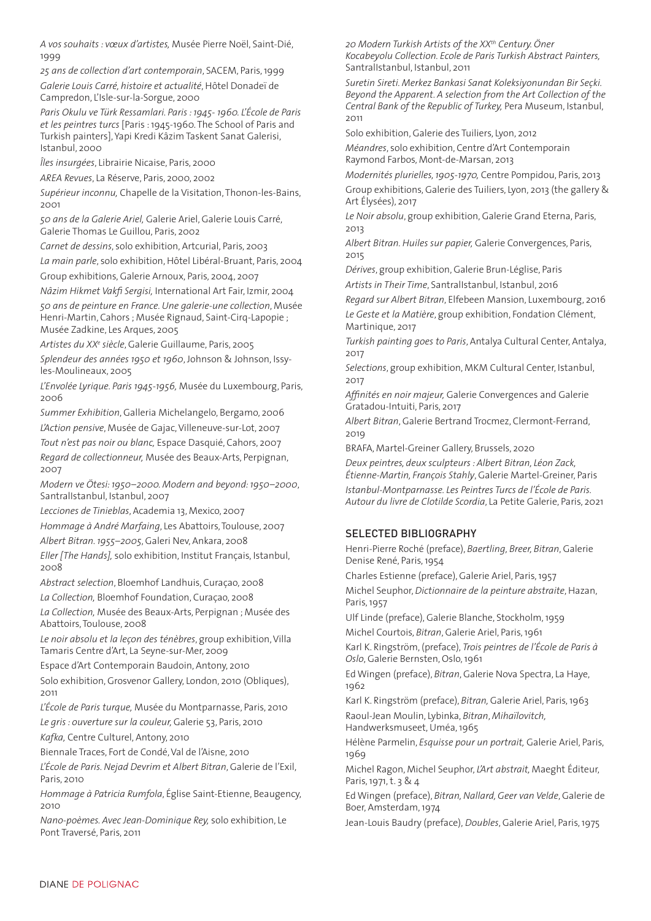*A vos souhaits : vœux d'artistes,* Musée Pierre Noël, Saint-Dié, 1999

*25 ans de collection d'art contemporain*, SACEM, Paris, 1999

*Galerie Louis Carré, histoire et actualité*, Hôtel Donadeï de Campredon, L'Isle-sur-la-Sorgue, 2000

*Paris Okulu ve Türk Ressamlari. Paris : 1945- 1960. L'École de Paris et les peintres turcs* [Paris : 1945-1960. The School of Paris and Turkish painters], Yapi Kredi Kâzim Taskent Sanat Galerisi, Istanbul, 2000

*Îles insurgées*, Librairie Nicaise, Paris, 2000

*AREA Revues*, La Réserve, Paris, 2000, 2002

*Supérieur inconnu,* Chapelle de la Visitation, Thonon-les-Bains, 2001

*50 ans de la Galerie Ariel,* Galerie Ariel, Galerie Louis Carré, Galerie Thomas Le Guillou, Paris, 2002

*Carnet de dessins*, solo exhibition, Artcurial, Paris, 2003

*La main parle*, solo exhibition, Hôtel Libéral-Bruant, Paris, 2004

Group exhibitions, Galerie Arnoux, Paris, 2004, 2007

*Nâzim Hikmet Vakfi Sergisi,* International Art Fair, Izmir, 2004

*50 ans de peinture en France. Une galerie-une collection*, Musée Henri-Martin, Cahors ; Musée Rignaud, Saint-Cirq-Lapopie ; Musée Zadkine, Les Arques, 2005

*Artistes du XX[e] siècle*, Galerie Guillaume, Paris, 2005

*Splendeur des années 1950 et 1960*, Johnson & Johnson, Issy-les-Moulineaux, 2005

*L'Envolée Lyrique. Paris 1945-1956,* Musée du Luxembourg, Paris, 2006

*Summer Exhibition*, Galleria Michelangelo, Bergamo, 2006

*L'Action pensive*, Musée de Gajac, Villeneuve-sur-Lot, 2007

*Tout n'est pas noir ou blanc,* Espace Dasquié, Cahors, 2007

*Regard de collectionneur,* Musée des Beaux-Arts, Perpignan, 2007

*Modern ve Ötesi: 1950–2000. Modern and beyond: 1950–2000*, SantralIstanbul, Istanbul, 2007

*Lecciones de Tinieblas*, Academia 13, Mexico, 2007

*Hommage à André Marfaing*, Les Abattoirs, Toulouse, 2007

*Albert Bitran. 1955–2005*, Galeri Nev, Ankara, 2008

*Eller [The Hands],* solo exhibition, Institut Français, Istanbul, 2008

*Abstract selection*, Bloemhof Landhuis, Curaçao, 2008

*La Collection,* Bloemhof Foundation, Curaçao, 2008

*La Collection,* Musée des Beaux-Arts, Perpignan ; Musée des Abattoirs, Toulouse, 2008

*Le noir absolu et la leçon des ténèbres*, group exhibition, Villa Tamaris Centre d'Art, La Seyne-sur-Mer, 2009

Espace d'Art Contemporain Baudoin, Antony, 2010

Solo exhibition, Grosvenor Gallery, London, 2010 (Obliques), 2011

*L'École de Paris turque,* Musée du Montparnasse, Paris, 2010

*Le gris : ouverture sur la couleur,* Galerie 53, Paris, 2010

*Kafka,* Centre Culturel, Antony, 2010

Biennale Traces, Fort de Condé, Val de l'Aisne, 2010

*L'École de Paris. Nejad Devrim et Albert Bitran*, Galerie de l'Exil, Paris, 2010

*Hommage à Patricia Rumfola*, Église Saint-Etienne, Beaugency, 2010

*Nano-poèmes. Avec Jean-Dominique Rey,* solo exhibition, Le Pont Traversé, Paris, 2011

*20 Modern Turkish Artists of the XX[th] Century. Öner Kocabeyolu Collection. Ecole de Paris Turkish Abstract Painters,* SantralIstanbul, Istanbul, 2011

*Suretin Sireti. Merkez Bankasi Sanat Koleksiyonundan Bir Seçki. Beyond the Apparent. A selection from the Art Collection of the Central Bank of the Republic of Turkey,* Pera Museum, Istanbul, 2011

Solo exhibition, Galerie des Tuiliers, Lyon, 2012

*Méandres*, solo exhibition, Centre d'Art Contemporain Raymond Farbos, Mont-de-Marsan, 2013

*Modernités plurielles, 1905-1970,* Centre Pompidou, Paris, 2013

Group exhibitions, Galerie des Tuiliers, Lyon, 2013 (the gallery & Art Élysées), 2017

*Le Noir absolu*, group exhibition, Galerie Grand Eterna, Paris, 2013

*Albert Bitran. Huiles sur papier,* Galerie Convergences, Paris, 2015

*Dérives*, group exhibition, Galerie Brun-Léglise, Paris

*Artists in Their Time*, SantralIstanbul, Istanbul, 2016

*Regard sur Albert Bitran*, Elfebeen Mansion, Luxembourg, 2016

*Le Geste et la Matière*, group exhibition, Fondation Clément, Martinique, 2017

*Turkish painting goes to Paris*, Antalya Cultural Center, Antalya, 2017

*Selections*, group exhibition, MKM Cultural Center, Istanbul, 2017

*Affinités en noir majeur,* Galerie Convergences and Galerie Gratadou-Intuiti, Paris, 2017

*Albert Bitran*, Galerie Bertrand Trocmez, Clermont-Ferrand, 2019

BRAFA, Martel-Greiner Gallery, Brussels, 2020

*Deux peintres, deux sculpteurs : Albert Bitran, Léon Zack, Étienne-Martin, François Stahly*, Galerie Martel-Greiner, Paris

*Istanbul-Montparnasse. Les Peintres Turcs de l'École de Paris. Autour du livre de Clotilde Scordia*, La Petite Galerie, Paris, 2021

## SELECTED BIBLIOGRAPHY

Henri-Pierre Roché (preface), *Baertling, Breer, Bitran*, Galerie Denise René, Paris, 1954

Charles Estienne (preface), Galerie Ariel, Paris, 1957

Michel Seuphor, *Dictionnaire de la peinture abstraite*, Hazan, Paris, 1957

Ulf Linde (preface), Galerie Blanche, Stockholm, 1959

Michel Courtois, *Bitran*, Galerie Ariel, Paris, 1961

Karl K. Ringström, (preface), *Trois peintres de l'École de Paris à Oslo*, Galerie Bernsten, Oslo, 1961

Ed Wingen (preface), *Bitran*, Galerie Nova Spectra, La Haye, 1962

Karl K. Ringström (preface), *Bitran*, Galerie Ariel, Paris, 1963

Raoul-Jean Moulin, Lybinka, *Bitran*, *Mihaïlovitch,* Handwerksmuseet, Uméa, 1965

Hélène Parmelin, *Esquisse pour un portrait,* Galerie Ariel, Paris, 1969

Michel Ragon, Michel Seuphor, *L'Art abstrait,* Maeght Éditeur, Paris, 1971, t. 3 & 4

Ed Wingen (preface), *Bitran, Nallard, Geer van Velde*, Galerie de Boer, Amsterdam, 1974

Jean-Louis Baudry (preface), *Doubles*, Galerie Ariel, Paris, 1975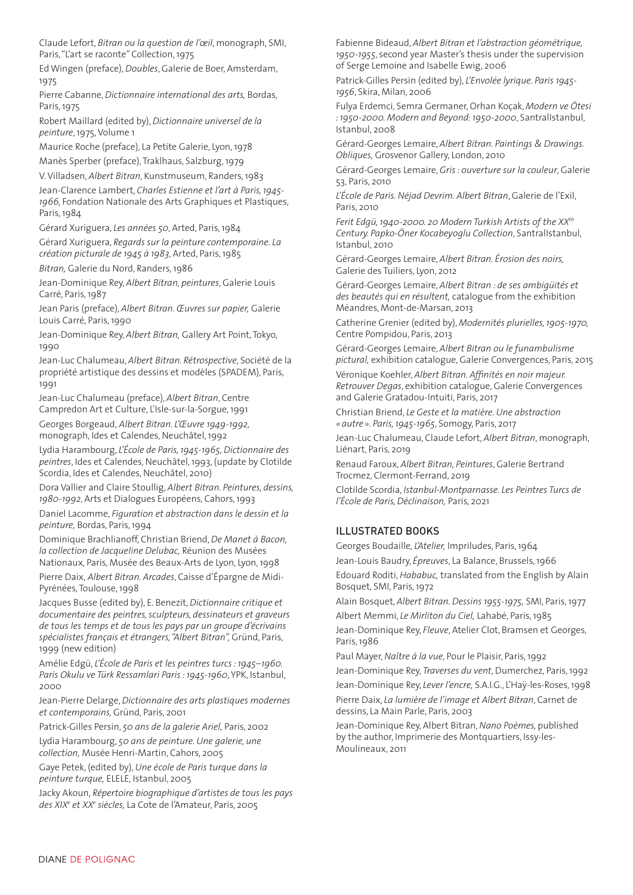Claude Lefort, *Bitran ou la question de l'œil*, monograph, SMI, Paris, "L'art se raconte" Collection, 1975

Ed Wingen (preface), *Doubles*, Galerie de Boer, Amsterdam, 1975

Pierre Cabanne, *Dictionnaire international des arts,* Bordas, Paris, 1975

Robert Maillard (edited by), *Dictionnaire universel de la peinture*, 1975, Volume 1

Maurice Roche (preface), La Petite Galerie, Lyon, 1978

Manès Sperber (preface), Traklhaus, Salzburg, 1979

V. Villadsen, *Albert Bitran*, Kunstmuseum, Randers, 1983

Jean-Clarence Lambert, *Charles Estienne et l'art à Paris, 1945-1966,* Fondation Nationale des Arts Graphiques et Plastiques, Paris, 1984

Gérard Xuriguera, *Les années 50*, Arted, Paris, 1984

Gérard Xuriguera, *Regards sur la peinture contemporaine. La création picturale de 1945 à 1983*, Arted, Paris, 1985

*Bitran,* Galerie du Nord, Randers, 1986

Jean-Dominique Rey, *Albert Bitran, peintures*, Galerie Louis Carré, Paris, 1987

Jean Paris (preface), *Albert Bitran. Œuvres sur papier,* Galerie Louis Carré, Paris, 1990

Jean-Dominique Rey, *Albert Bitran,* Gallery Art Point, Tokyo, 1990

Jean-Luc Chalumeau, *Albert Bitran. Rétrospective*, Société de la propriété artistique des dessins et modèles (SPADEM), Paris, 1991

Jean-Luc Chalumeau (preface), *Albert Bitran*, Centre Campredon Art et Culture, L'Isle-sur-la-Sorgue, 1991

Georges Borgeaud, *Albert Bitran. L'Œuvre 1949-1992,* monograph, Ides et Calendes, Neuchâtel, 1992

Lydia Harambourg, *L'École de Paris, 1945-1965, Dictionnaire des peintres*, Ides et Calendes, Neuchâtel, 1993, (update by Clotilde Scordia, Ides et Calendes, Neuchâtel, 2010)

Dora Vallier and Claire Stoullig, *Albert Bitran. Peintures, dessins, 1980-1992*, Arts et Dialogues Européens, Cahors, 1993

Daniel Lacomme, *Figuration et abstraction dans le dessin et la peinture,* Bordas, Paris, 1994

Dominique Brachlianoff, Christian Briend, *De Manet à Bacon, la collection de Jacqueline Delubac,* Réunion des Musées Nationaux, Paris, Musée des Beaux-Arts de Lyon, Lyon, 1998

Pierre Daix, *Albert Bitran. Arcades*, Caisse d'Épargne de Midi-Pyrénées, Toulouse, 1998

Jacques Busse (edited by), E. Benezit, *Dictionnaire critique et documentaire des peintres, sculpteurs, dessinateurs et graveurs de tous les temps et de tous les pays par un groupe d'écrivains spécialistes français et étrangers, "Albert Bitran",* Gründ, Paris, 1999 (new edition)

Amélie Edgü, *L'École de Paris et les peintres turcs : 1945–1960. Paris Okulu ve Türk Ressamlari Paris : 1945-1960*, YPK, Istanbul, 2000

Jean-Pierre Delarge, *Dictionnaire des arts plastiques modernes et contemporains,* Gründ, Paris, 2001

Patrick-Gilles Persin, *50 ans de la galerie Ariel,* Paris, 2002

Lydia Harambourg, *50 ans de peinture. Une galerie, une collection,* Musée Henri-Martin, Cahors, 2005

Gaye Petek, (edited by), *Une école de Paris turque dans la peinture turque,* ELELE, Istanbul, 2005

Jacky Akoun, *Répertoire biographique d'artistes de tous les pays des XIXe et XXe siècles,* La Cote de l'Amateur, Paris, 2005

Fabienne Bideaud, *Albert Bitran et l'abstraction géométrique, 1950-1955*, second year Master's thesis under the supervision of Serge Lemoine and Isabelle Ewig, 2006

Patrick-Gilles Persin (edited by), *L'Envolée lyrique. Paris 1945-1956*, Skira, Milan, 2006

Fulya Erdemci, Semra Germaner, Orhan Koçak, *Modern ve Ötesi : 1950-2000. Modern and Beyond: 1950-2000*, SantralIstanbul, Istanbul, 2008

Gérard-Georges Lemaire, *Albert Bitran. Paintings & Drawings. Obliques,* Grosvenor Gallery, London, 2010

Gérard-Georges Lemaire, *Gris : ouverture sur la couleur*, Galerie 53, Paris, 2010

*L'École de Paris. Néjad Devrim. Albert Bitran*, Galerie de l'Exil, Paris, 2010

*Ferit Edgü, 1940-2000. 20 Modern Turkish Artists of the XXth Century. Papko-Öner Kocabeyoglu Collection*, SantralIstanbul, Istanbul, 2010

Gérard-Georges Lemaire, *Albert Bitran. Érosion des noirs,* Galerie des Tuiliers, Lyon, 2012

Gérard-Georges Lemaire, *Albert Bitran : de ses ambigüités et des beautés qui en résultent,* catalogue from the exhibition Méandres, Mont-de-Marsan, 2013

Catherine Grenier (edited by), *Modernités plurielles, 1905-1970,* Centre Pompidou, Paris, 2013

Gérard-Georges Lemaire, *Albert Bitran ou le funambulisme pictural,* exhibition catalogue, Galerie Convergences, Paris, 2015

Véronique Koehler, *Albert Bitran. Affinités en noir majeur. Retrouver Degas*, exhibition catalogue, Galerie Convergences and Galerie Gratadou-Intuiti, Paris, 2017

Christian Briend, *Le Geste et la matière. Une abstraction « autre ». Paris, 1945-1965*, Somogy, Paris, 2017

Jean-Luc Chalumeau, Claude Lefort, *Albert Bitran*, monograph, Liénart, Paris, 2019

Renaud Faroux, *Albert Bitran, Peintures*, Galerie Bertrand Trocmez, Clermont-Ferrand, 2019

Clotilde Scordia, *Istanbul-Montparnasse. Les Peintres Turcs de l'École de Paris, Déclinaison,* Paris, 2021

## ILLUSTRATED BOOKS

Georges Boudaille, *L'Atelier,* Impriludes, Paris, 1964

Jean-Louis Baudry, *Épreuves*, La Balance, Brussels, 1966

Edouard Roditi, *Habakuc,* translated from the English by Alain Bosquet, SMI, Paris, 1972

Alain Bosquet, *Albert Bitran. Dessins 1955-1975,* SMI, Paris, 1977

Albert Memmi, *Le Mirliton du Ciel,* Lahabé, Paris, 1985

Jean-Dominique Rey, *Fleuve*, Atelier Clot, Bramsen et Georges, Paris, 1986

Paul Mayer, *Naître à la vue*, Pour le Plaisir, Paris, 1992

Jean-Dominique Rey, *Traverses du vent*, Dumerchez, Paris, 1992

Jean-Dominique Rey, *Lever l'encre,* S.A.I.G., L'Haÿ-les-Roses, 1998

Pierre Daix, *La lumière de l'image et Albert Bitran*, Carnet de dessins, La Main Parle, Paris, 2003

Jean-Dominique Rey, Albert Bitran, *Nano Poèmes,* published by the author, Imprimerie des Montquartiers, Issy-les-Moulineaux, 2011